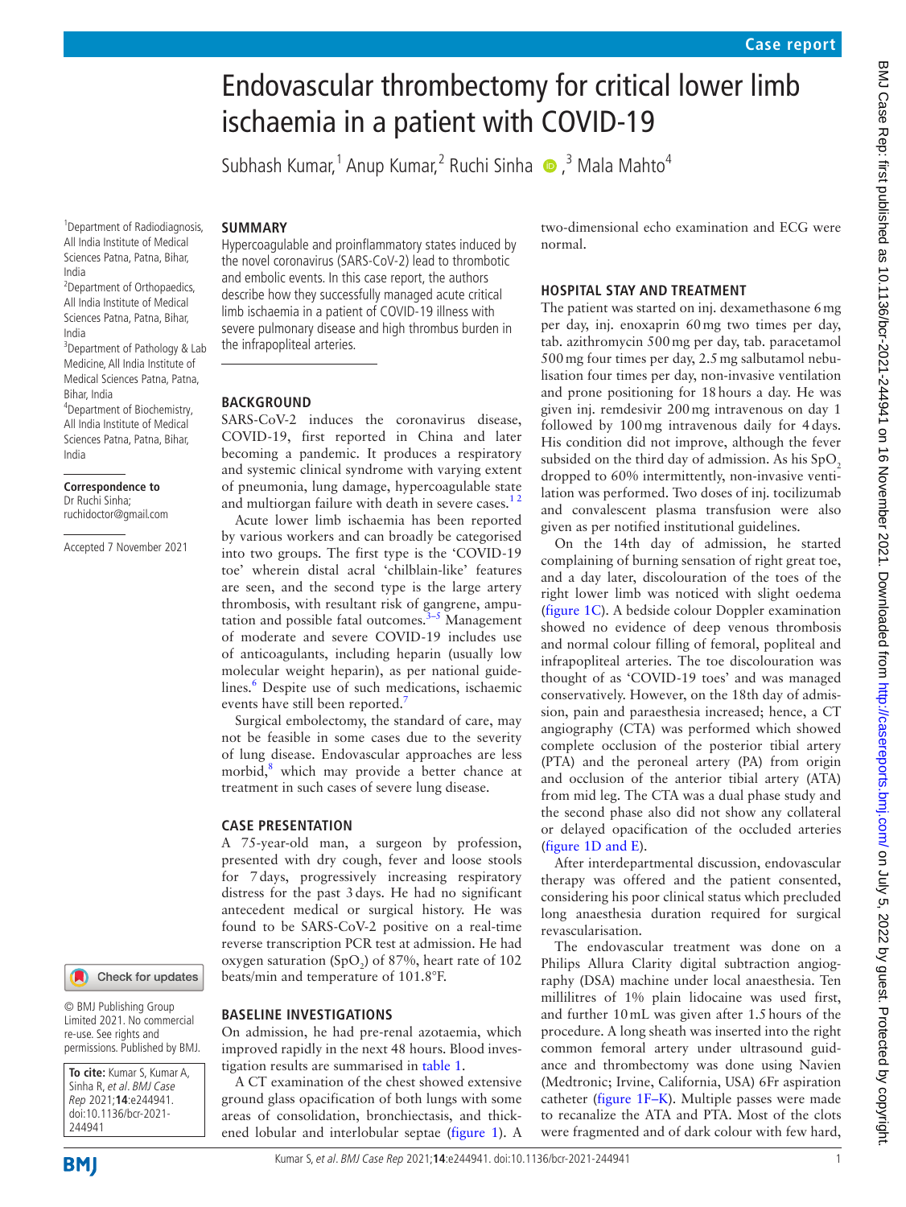Case report

# Endovascular thrombectomy for critical lower limb ischaemia in a patient with COVID-19

Subhash Kumar,[1] Anup Kumar,[2] Ruchi Sinha,[3] Mala Mahto[4]

[1]Department of Radiodiagnosis, All India Institute of Medical Sciences Patna, Patna, Bihar, India
[2]Department of Orthopaedics, All India Institute of Medical Sciences Patna, Patna, Bihar, India
[3]Department of Pathology & Lab Medicine, All India Institute of Medical Sciences Patna, Patna, Bihar, India
[4]Department of Biochemistry, All India Institute of Medical Sciences Patna, Patna, Bihar, India

**Correspondence to**
Dr Ruchi Sinha;
ruchidoctor@gmail.com

Accepted 7 November 2021

© BMJ Publishing Group Limited 2021. No commercial re-use. See rights and permissions. Published by BMJ.

**To cite:** Kumar S, Kumar A, Sinha R, *et al*. *BMJ Case Rep* 2021;**14**:e244941. doi:10.1136/bcr-2021-244941

## SUMMARY

Hypercoagulable and proinflammatory states induced by the novel coronavirus (SARS-CoV-2) lead to thrombotic and embolic events. In this case report, the authors describe how they successfully managed acute critical limb ischaemia in a patient of COVID-19 illness with severe pulmonary disease and high thrombus burden in the infrapopliteal arteries.

## BACKGROUND

SARS-CoV-2 induces the coronavirus disease, COVID-19, first reported in China and later becoming a pandemic. It produces a respiratory and systemic clinical syndrome with varying extent of pneumonia, lung damage, hypercoagulable state and multiorgan failure with death in severe cases.[1 2]

Acute lower limb ischaemia has been reported by various workers and can broadly be categorised into two groups. The first type is the 'COVID-19 toe' wherein distal acral 'chilblain-like' features are seen, and the second type is the large artery thrombosis, with resultant risk of gangrene, amputation and possible fatal outcomes.[3–5] Management of moderate and severe COVID-19 includes use of anticoagulants, including heparin (usually low molecular weight heparin), as per national guidelines.[6] Despite use of such medications, ischaemic events have still been reported.[7]

Surgical embolectomy, the standard of care, may not be feasible in some cases due to the severity of lung disease. Endovascular approaches are less morbid,[8] which may provide a better chance at treatment in such cases of severe lung disease.

## CASE PRESENTATION

A 75-year-old man, a surgeon by profession, presented with dry cough, fever and loose stools for 7 days, progressively increasing respiratory distress for the past 3 days. He had no significant antecedent medical or surgical history. He was found to be SARS-CoV-2 positive on a real-time reverse transcription PCR test at admission. He had oxygen saturation ($SpO_2$) of 87%, heart rate of 102 beats/min and temperature of 101.8°F.

## BASELINE INVESTIGATIONS

On admission, he had pre-renal azotaemia, which improved rapidly in the next 48 hours. Blood investigation results are summarised in table 1.

A CT examination of the chest showed extensive ground glass opacification of both lungs with some areas of consolidation, bronchiectasis, and thickened lobular and interlobular septae (figure 1). A two-dimensional echo examination and ECG were normal.

## HOSPITAL STAY AND TREATMENT

The patient was started on inj. dexamethasone 6 mg per day, inj. enoxaprin 60 mg two times per day, tab. azithromycin 500 mg per day, tab. paracetamol 500 mg four times per day, 2.5 mg salbutamol nebulisation four times per day, non-invasive ventilation and prone positioning for 18 hours a day. He was given inj. remdesivir 200 mg intravenous on day 1 followed by 100 mg intravenous daily for 4 days. His condition did not improve, although the fever subsided on the third day of admission. As his $SpO_2$ dropped to 60% intermittently, non-invasive ventilation was performed. Two doses of inj. tocilizumab and convalescent plasma transfusion were also given as per notified institutional guidelines.

On the 14th day of admission, he started complaining of burning sensation of right great toe, and a day later, discolouration of the toes of the right lower limb was noticed with slight oedema (figure 1C). A bedside colour Doppler examination showed no evidence of deep venous thrombosis and normal colour filling of femoral, popliteal and infrapopliteal arteries. The toe discolouration was thought of as 'COVID-19 toes' and was managed conservatively. However, on the 18th day of admission, pain and paraesthesia increased; hence, a CT angiography (CTA) was performed which showed complete occlusion of the posterior tibial artery (PTA) and the peroneal artery (PA) from origin and occlusion of the anterior tibial artery (ATA) from mid leg. The CTA was a dual phase study and the second phase also did not show any collateral or delayed opacification of the occluded arteries (figure 1D and E).

After interdepartmental discussion, endovascular therapy was offered and the patient consented, considering his poor clinical status which precluded long anaesthesia duration required for surgical revascularisation.

The endovascular treatment was done on a Philips Allura Clarity digital subtraction angiography (DSA) machine under local anaesthesia. Ten millilitres of 1% plain lidocaine was used first, and further 10 mL was given after 1.5 hours of the procedure. A long sheath was inserted into the right common femoral artery under ultrasound guidance and thrombectomy was done using Navien (Medtronic; Irvine, California, USA) 6Fr aspiration catheter (figure 1F–K). Multiple passes were made to recanalize the ATA and PTA. Most of the clots were fragmented and of dark colour with few hard,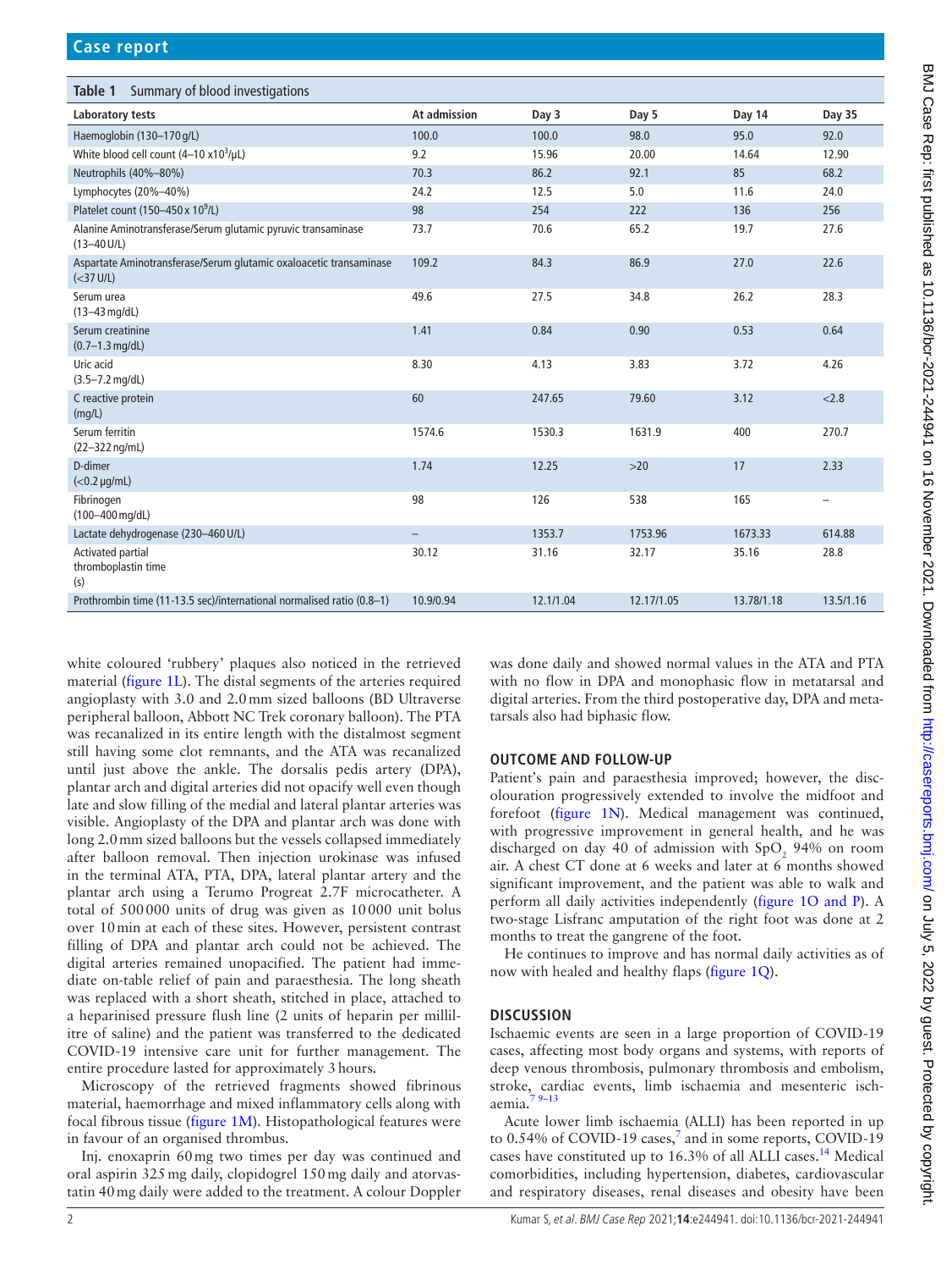**Table 1** Summary of blood investigations

| Laboratory tests | At admission | Day 3 | Day 5 | Day 14 | Day 35 |
|---|---|---|---|---|---|
| Haemoglobin (130–170 g/L) | 100.0 | 100.0 | 98.0 | 95.0 | 92.0 |
| White blood cell count (4–10 x$10^3$/μL) | 9.2 | 15.96 | 20.00 | 14.64 | 12.90 |
| Neutrophils (40%–80%) | 70.3 | 86.2 | 92.1 | 85 | 68.2 |
| Lymphocytes (20%–40%) | 24.2 | 12.5 | 5.0 | 11.6 | 24.0 |
| Platelet count (150–450 x $10^9$/L) | 98 | 254 | 222 | 136 | 256 |
| Alanine Aminotransferase/Serum glutamic pyruvic transaminase (13–40 U/L) | 73.7 | 70.6 | 65.2 | 19.7 | 27.6 |
| Aspartate Aminotransferase/Serum glutamic oxaloacetic transaminase (<37 U/L) | 109.2 | 84.3 | 86.9 | 27.0 | 22.6 |
| Serum urea (13–43 mg/dL) | 49.6 | 27.5 | 34.8 | 26.2 | 28.3 |
| Serum creatinine (0.7–1.3 mg/dL) | 1.41 | 0.84 | 0.90 | 0.53 | 0.64 |
| Uric acid (3.5–7.2 mg/dL) | 8.30 | 4.13 | 3.83 | 3.72 | 4.26 |
| C reactive protein (mg/L) | 60 | 247.65 | 79.60 | 3.12 | <2.8 |
| Serum ferritin (22–322 ng/mL) | 1574.6 | 1530.3 | 1631.9 | 400 | 270.7 |
| D-dimer (<0.2 μg/mL) | 1.74 | 12.25 | >20 | 17 | 2.33 |
| Fibrinogen (100–400 mg/dL) | 98 | 126 | 538 | 165 | – |
| Lactate dehydrogenase (230–460 U/L) | – | 1353.7 | 1753.96 | 1673.33 | 614.88 |
| Activated partial thromboplastin time (s) | 30.12 | 31.16 | 32.17 | 35.16 | 28.8 |
| Prothrombin time (11-13.5 sec)/international normalised ratio (0.8–1) | 10.9/0.94 | 12.1/1.04 | 12.17/1.05 | 13.78/1.18 | 13.5/1.16 |

white coloured 'rubbery' plaques also noticed in the retrieved material (figure 1L). The distal segments of the arteries required angioplasty with 3.0 and 2.0 mm sized balloons (BD Ultraverse peripheral balloon, Abbott NC Trek coronary balloon). The PTA was recanalized in its entire length with the distalmost segment still having some clot remnants, and the ATA was recanalized until just above the ankle. The dorsalis pedis artery (DPA), plantar arch and digital arteries did not opacify well even though late and slow filling of the medial and lateral plantar arteries was visible. Angioplasty of the DPA and plantar arch was done with long 2.0 mm sized balloons but the vessels collapsed immediately after balloon removal. Then injection urokinase was infused in the terminal ATA, PTA, DPA, lateral plantar artery and the plantar arch using a Terumo Progreat 2.7F microcatheter. A total of 500 000 units of drug was given as 10 000 unit bolus over 10 min at each of these sites. However, persistent contrast filling of DPA and plantar arch could not be achieved. The digital arteries remained unopacified. The patient had immediate on-table relief of pain and paraesthesia. The long sheath was replaced with a short sheath, stitched in place, attached to a heparinised pressure flush line (2 units of heparin per millilitre of saline) and the patient was transferred to the dedicated COVID-19 intensive care unit for further management. The entire procedure lasted for approximately 3 hours.

Microscopy of the retrieved fragments showed fibrinous material, haemorrhage and mixed inflammatory cells along with focal fibrous tissue (figure 1M). Histopathological features were in favour of an organised thrombus.

Inj. enoxaprin 60 mg two times per day was continued and oral aspirin 325 mg daily, clopidogrel 150 mg daily and atorvastatin 40 mg daily were added to the treatment. A colour Doppler was done daily and showed normal values in the ATA and PTA with no flow in DPA and monophasic flow in metatarsal and digital arteries. From the third postoperative day, DPA and metatarsals also had biphasic flow.

## OUTCOME AND FOLLOW-UP

Patient's pain and paraesthesia improved; however, the discolouration progressively extended to involve the midfoot and forefoot (figure 1N). Medical management was continued, with progressive improvement in general health, and he was discharged on day 40 of admission with $SpO_2$ 94% on room air. A chest CT done at 6 weeks and later at 6 months showed significant improvement, and the patient was able to walk and perform all daily activities independently (figure 1O and P). A two-stage Lisfranc amputation of the right foot was done at 2 months to treat the gangrene of the foot.

He continues to improve and has normal daily activities as of now with healed and healthy flaps (figure 1Q).

## DISCUSSION

Ischaemic events are seen in a large proportion of COVID-19 cases, affecting most body organs and systems, with reports of deep venous thrombosis, pulmonary thrombosis and embolism, stroke, cardiac events, limb ischaemia and mesenteric ischaemia.[7 9–13]

Acute lower limb ischaemia (ALLI) has been reported in up to 0.54% of COVID-19 cases,[7] and in some reports, COVID-19 cases have constituted up to 16.3% of all ALLI cases.[14] Medical comorbidities, including hypertension, diabetes, cardiovascular and respiratory diseases, renal diseases and obesity have been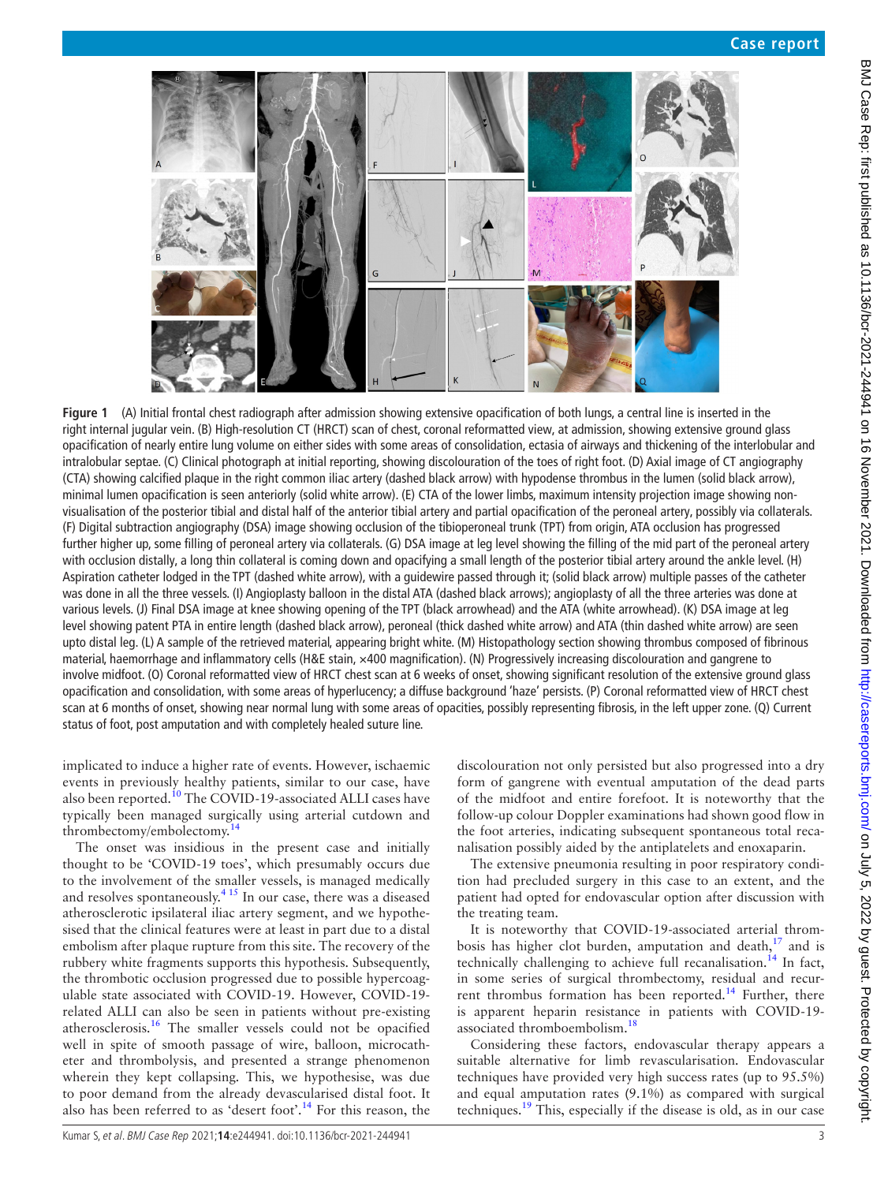**Figure 1** (A) Initial frontal chest radiograph after admission showing extensive opacification of both lungs, a central line is inserted in the right internal jugular vein. (B) High-resolution CT (HRCT) scan of chest, coronal reformatted view, at admission, showing extensive ground glass opacification of nearly entire lung volume on either sides with some areas of consolidation, ectasia of airways and thickening of the interlobular and intralobular septae. (C) Clinical photograph at initial reporting, showing discolouration of the toes of right foot. (D) Axial image of CT angiography (CTA) showing calcified plaque in the right common iliac artery (dashed black arrow) with hypodense thrombus in the lumen (solid black arrow), minimal lumen opacification is seen anteriorly (solid white arrow). (E) CTA of the lower limbs, maximum intensity projection image showing non-visualisation of the posterior tibial and distal half of the anterior tibial artery and partial opacification of the peroneal artery, possibly via collaterals. (F) Digital subtraction angiography (DSA) image showing occlusion of the tibioperoneal trunk (TPT) from origin, ATA occlusion has progressed further higher up, some filling of peroneal artery via collaterals. (G) DSA image at leg level showing the filling of the mid part of the peroneal artery with occlusion distally, a long thin collateral is coming down and opacifying a small length of the posterior tibial artery around the ankle level. (H) Aspiration catheter lodged in the TPT (dashed white arrow), with a guidewire passed through it; (solid black arrow) multiple passes of the catheter was done in all the three vessels. (I) Angioplasty balloon in the distal ATA (dashed black arrows); angioplasty of all the three arteries was done at various levels. (J) Final DSA image at knee showing opening of the TPT (black arrowhead) and the ATA (white arrowhead). (K) DSA image at leg level showing patent PTA in entire length (dashed black arrow), peroneal (thick dashed white arrow) and ATA (thin dashed white arrow) are seen upto distal leg. (L) A sample of the retrieved material, appearing bright white. (M) Histopathology section showing thrombus composed of fibrinous material, haemorrhage and inflammatory cells (H&E stain, ×400 magnification). (N) Progressively increasing discolouration and gangrene to involve midfoot. (O) Coronal reformatted view of HRCT chest scan at 6 weeks of onset, showing significant resolution of the extensive ground glass opacification and consolidation, with some areas of hyperlucency; a diffuse background 'haze' persists. (P) Coronal reformatted view of HRCT chest scan at 6 months of onset, showing near normal lung with some areas of opacities, possibly representing fibrosis, in the left upper zone. (Q) Current status of foot, post amputation and with completely healed suture line.

implicated to induce a higher rate of events. However, ischaemic events in previously healthy patients, similar to our case, have also been reported.[10] The COVID-19-associated ALLI cases have typically been managed surgically using arterial cutdown and thrombectomy/embolectomy.[14]

The onset was insidious in the present case and initially thought to be 'COVID-19 toes', which presumably occurs due to the involvement of the smaller vessels, is managed medically and resolves spontaneously.[4 15] In our case, there was a diseased atherosclerotic ipsilateral iliac artery segment, and we hypothesised that the clinical features were at least in part due to a distal embolism after plaque rupture from this site. The recovery of the rubbery white fragments supports this hypothesis. Subsequently, the thrombotic occlusion progressed due to possible hypercoagulable state associated with COVID-19. However, COVID-19-related ALLI can also be seen in patients without pre-existing atherosclerosis.[16] The smaller vessels could not be opacified well in spite of smooth passage of wire, balloon, microcatheter and thrombolysis, and presented a strange phenomenon wherein they kept collapsing. This, we hypothesise, was due to poor demand from the already devascularised distal foot. It also has been referred to as 'desert foot'.[14] For this reason, the discolouration not only persisted but also progressed into a dry form of gangrene with eventual amputation of the dead parts of the midfoot and entire forefoot. It is noteworthy that the follow-up colour Doppler examinations had shown good flow in the foot arteries, indicating subsequent spontaneous total recanalisation possibly aided by the antiplatelets and enoxaparin.

The extensive pneumonia resulting in poor respiratory condition had precluded surgery in this case to an extent, and the patient had opted for endovascular option after discussion with the treating team.

It is noteworthy that COVID-19-associated arterial thrombosis has higher clot burden, amputation and death,[17] and is technically challenging to achieve full recanalisation.[14] In fact, in some series of surgical thrombectomy, residual and recurrent thrombus formation has been reported.[14] Further, there is apparent heparin resistance in patients with COVID-19-associated thromboembolism.[18]

Considering these factors, endovascular therapy appears a suitable alternative for limb revascularisation. Endovascular techniques have provided very high success rates (up to 95.5%) and equal amputation rates (9.1%) as compared with surgical techniques.[19] This, especially if the disease is old, as in our case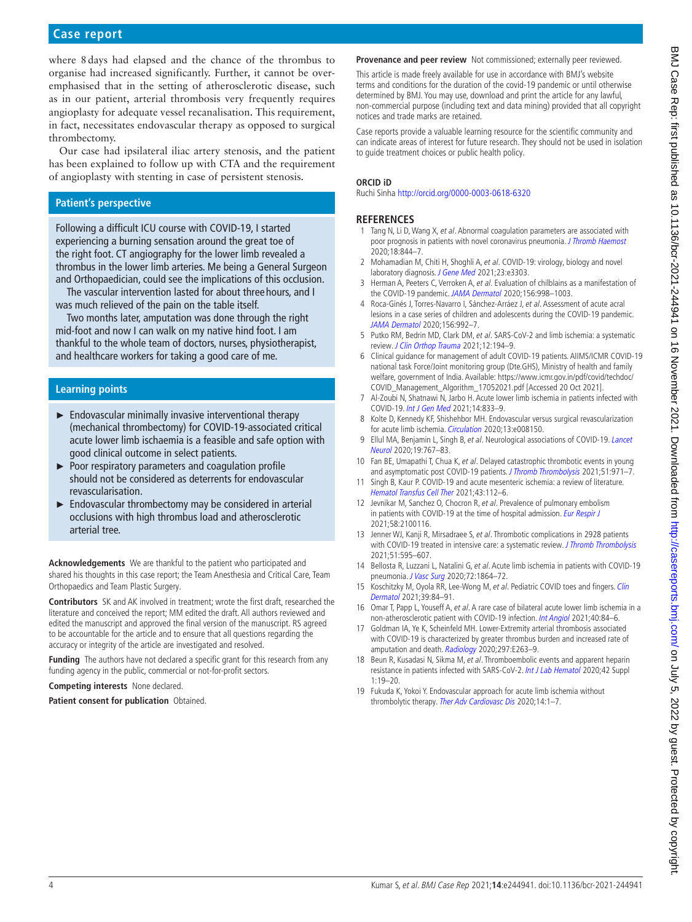where 8 days had elapsed and the chance of the thrombus to organise had increased significantly. Further, it cannot be overemphasised that in the setting of atherosclerotic disease, such as in our patient, arterial thrombosis very frequently requires angioplasty for adequate vessel recanalisation. This requirement, in fact, necessitates endovascular therapy as opposed to surgical thrombectomy.

Our case had ipsilateral iliac artery stenosis, and the patient has been explained to follow up with CTA and the requirement of angioplasty with stenting in case of persistent stenosis.

## Patient's perspective

Following a difficult ICU course with COVID-19, I started experiencing a burning sensation around the great toe of the right foot. CT angiography for the lower limb revealed a thrombus in the lower limb arteries. Me being a General Surgeon and Orthopaedician, could see the implications of this occlusion.

The vascular intervention lasted for about three hours, and I was much relieved of the pain on the table itself.

Two months later, amputation was done through the right mid-foot and now I can walk on my native hind foot. I am thankful to the whole team of doctors, nurses, physiotherapist, and healthcare workers for taking a good care of me.

## Learning points

- ► Endovascular minimally invasive interventional therapy (mechanical thrombectomy) for COVID-19-associated critical acute lower limb ischaemia is a feasible and safe option with good clinical outcome in select patients.
- ► Poor respiratory parameters and coagulation profile should not be considered as deterrents for endovascular revascularisation.
- ► Endovascular thrombectomy may be considered in arterial occlusions with high thrombus load and atherosclerotic arterial tree.

**Acknowledgements** We are thankful to the patient who participated and shared his thoughts in this case report; the Team Anesthesia and Critical Care, Team Orthopaedics and Team Plastic Surgery.

**Contributors** SK and AK involved in treatment; wrote the first draft, researched the literature and conceived the report; MM edited the draft. All authors reviewed and edited the manuscript and approved the final version of the manuscript. RS agreed to be accountable for the article and to ensure that all questions regarding the accuracy or integrity of the article are investigated and resolved.

**Funding** The authors have not declared a specific grant for this research from any funding agency in the public, commercial or not-for-profit sectors.

**Competing interests** None declared.

**Patient consent for publication** Obtained.

**Provenance and peer review** Not commissioned; externally peer reviewed.

This article is made freely available for use in accordance with BMJ's website terms and conditions for the duration of the covid-19 pandemic or until otherwise determined by BMJ. You may use, download and print the article for any lawful, non-commercial purpose (including text and data mining) provided that all copyright notices and trade marks are retained.

Case reports provide a valuable learning resource for the scientific community and can indicate areas of interest for future research. They should not be used in isolation to guide treatment choices or public health policy.

**ORCID iD**

Ruchi Sinha http://orcid.org/0000-0003-0618-6320

## REFERENCES

1. Tang N, Li D, Wang X, *et al*. Abnormal coagulation parameters are associated with poor prognosis in patients with novel coronavirus pneumonia. *J Thromb Haemost* 2020;18:844–7.
2. Mohamadian M, Chiti H, Shoghli A, *et al*. COVID-19: virology, biology and novel laboratory diagnosis. *J Gene Med* 2021;23:e3303.
3. Herman A, Peeters C, Verroken A, *et al*. Evaluation of chilblains as a manifestation of the COVID-19 pandemic. *JAMA Dermatol* 2020;156:998–1003.
4. Roca-Ginés J, Torres-Navarro I, Sánchez-Arráez J, *et al*. Assessment of acute acral lesions in a case series of children and adolescents during the COVID-19 pandemic. *JAMA Dermatol* 2020;156:992–7.
5. Putko RM, Bedrin MD, Clark DM, *et al*. SARS-CoV-2 and limb ischemia: a systematic review. *J Clin Orthop Trauma* 2021;12:194–9.
6. Clinical guidance for management of adult COVID-19 patients. AIIMS/ICMR COVID-19 national task Force/Joint monitoring group (Dte.GHS), Ministry of health and family welfare, government of India. Available: https://www.icmr.gov.in/pdf/covid/techdoc/COVID_Management_Algorithm_17052021.pdf [Accessed 20 Oct 2021].
7. Al-Zoubi N, Shatnawi N, Jarbo H. Acute lower limb ischemia in patients infected with COVID-19. *Int J Gen Med* 2021;14:833–9.
8. Kolte D, Kennedy KF, Shishehbor MH. Endovascular versus surgical revascularization for acute limb ischemia. *Circulation* 2020;13:e008150.
9. Ellul MA, Benjamin L, Singh B, *et al*. Neurological associations of COVID-19. *Lancet Neurol* 2020;19:767–83.
10. Fan BE, Umapathi T, Chua K, *et al*. Delayed catastrophic thrombotic events in young and asymptomatic post COVID-19 patients. *J Thromb Thrombolysis* 2021;51:971–7.
11. Singh B, Kaur P. COVID-19 and acute mesenteric ischemia: a review of literature. *Hematol Transfus Cell Ther* 2021;43:112–6.
12. Jevnikar M, Sanchez O, Chocron R, *et al*. Prevalence of pulmonary embolism in patients with COVID-19 at the time of hospital admission. *Eur Respir J* 2021;58:2100116.
13. Jenner WJ, Kanji R, Mirsadraee S, *et al*. Thrombotic complications in 2928 patients with COVID-19 treated in intensive care: a systematic review. *J Thromb Thrombolysis* 2021;51:595–607.
14. Bellosta R, Luzzani L, Natalini G, *et al*. Acute limb ischemia in patients with COVID-19 pneumonia. *J Vasc Surg* 2020;72:1864–72.
15. Koschitzky M, Oyola RR, Lee-Wong M, *et al*. Pediatric COVID toes and fingers. *Clin Dermatol* 2021;39:84–91.
16. Omar T, Papp L, Youseff A, *et al*. A rare case of bilateral acute lower limb ischemia in a non-atherosclerotic patient with COVID-19 infection. *Int Angiol* 2021;40:84–6.
17. Goldman IA, Ye K, Scheinfeld MH. Lower-Extremity arterial thrombosis associated with COVID-19 is characterized by greater thrombus burden and increased rate of amputation and death. *Radiology* 2020;297:E263–9.
18. Beun R, Kusadasi N, Sikma M, *et al*. Thromboembolic events and apparent heparin resistance in patients infected with SARS-CoV-2. *Int J Lab Hematol* 2020;42 Suppl 1:19–20.
19. Fukuda K, Yokoi Y. Endovascular approach for acute limb ischemia without thrombolytic therapy. *Ther Adv Cardiovasc Dis* 2020;14:1–7.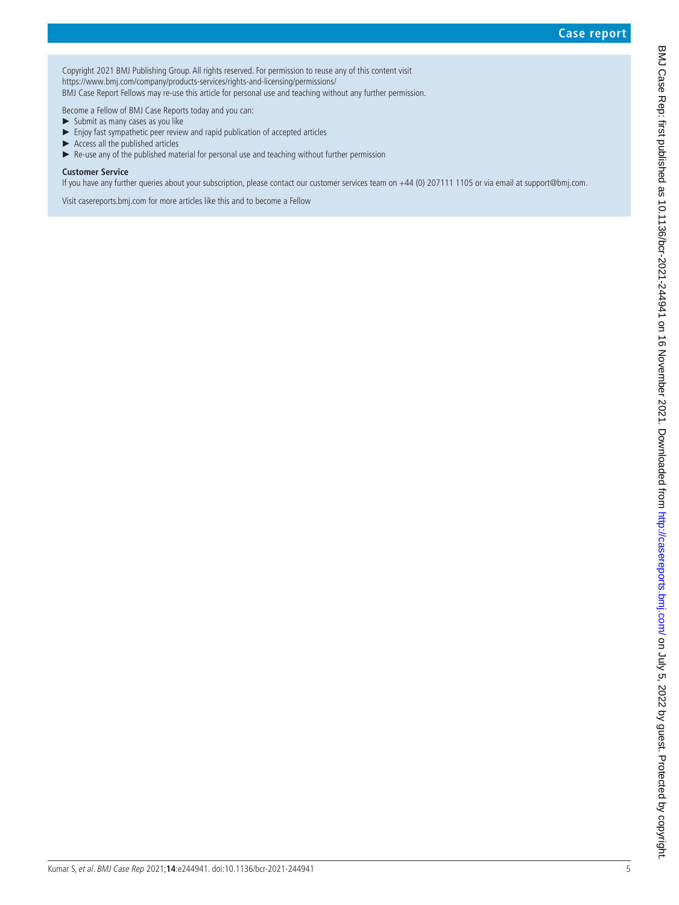Copyright 2021 BMJ Publishing Group. All rights reserved. For permission to reuse any of this content visit
https://www.bmj.com/company/products-services/rights-and-licensing/permissions/
BMJ Case Report Fellows may re-use this article for personal use and teaching without any further permission.

Become a Fellow of BMJ Case Reports today and you can:

- Submit as many cases as you like
- Enjoy fast sympathetic peer review and rapid publication of accepted articles
- Access all the published articles
- Re-use any of the published material for personal use and teaching without further permission

**Customer Service**

If you have any further queries about your subscription, please contact our customer services team on +44 (0) 207111 1105 or via email at support@bmj.com.

Visit casereports.bmj.com for more articles like this and to become a Fellow